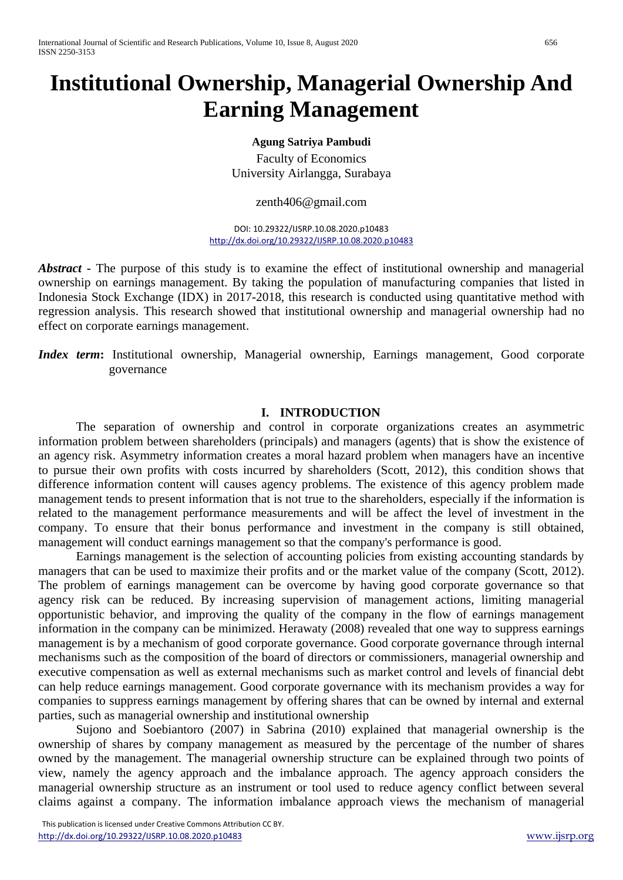# Institutional Ownership, Managerial Ownership And Earning Management

**Agung Satriya Pambudi**

Faculty of Economics
University Airlangga, Surabaya

zenth406@gmail.com

DOI: 10.29322/IJSRP.10.08.2020.p10483
http://dx.doi.org/10.29322/IJSRP.10.08.2020.p10483

***Abstract*** - The purpose of this study is to examine the effect of institutional ownership and managerial ownership on earnings management. By taking the population of manufacturing companies that listed in Indonesia Stock Exchange (IDX) in 2017-2018, this research is conducted using quantitative method with regression analysis. This research showed that institutional ownership and managerial ownership had no effect on corporate earnings management.

***Index term*:** Institutional ownership, Managerial ownership, Earnings management, Good corporate governance

## I. INTRODUCTION

The separation of ownership and control in corporate organizations creates an asymmetric information problem between shareholders (principals) and managers (agents) that is show the existence of an agency risk. Asymmetry information creates a moral hazard problem when managers have an incentive to pursue their own profits with costs incurred by shareholders (Scott, 2012), this condition shows that difference information content will causes agency problems. The existence of this agency problem made management tends to present information that is not true to the shareholders, especially if the information is related to the management performance measurements and will be affect the level of investment in the company. To ensure that their bonus performance and investment in the company is still obtained, management will conduct earnings management so that the company's performance is good.

Earnings management is the selection of accounting policies from existing accounting standards by managers that can be used to maximize their profits and or the market value of the company (Scott, 2012). The problem of earnings management can be overcome by having good corporate governance so that agency risk can be reduced. By increasing supervision of management actions, limiting managerial opportunistic behavior, and improving the quality of the company in the flow of earnings management information in the company can be minimized. Herawaty (2008) revealed that one way to suppress earnings management is by a mechanism of good corporate governance. Good corporate governance through internal mechanisms such as the composition of the board of directors or commissioners, managerial ownership and executive compensation as well as external mechanisms such as market control and levels of financial debt can help reduce earnings management. Good corporate governance with its mechanism provides a way for companies to suppress earnings management by offering shares that can be owned by internal and external parties, such as managerial ownership and institutional ownership

Sujono and Soebiantoro (2007) in Sabrina (2010) explained that managerial ownership is the ownership of shares by company management as measured by the percentage of the number of shares owned by the management. The managerial ownership structure can be explained through two points of view, namely the agency approach and the imbalance approach. The agency approach considers the managerial ownership structure as an instrument or tool used to reduce agency conflict between several claims against a company. The information imbalance approach views the mechanism of managerial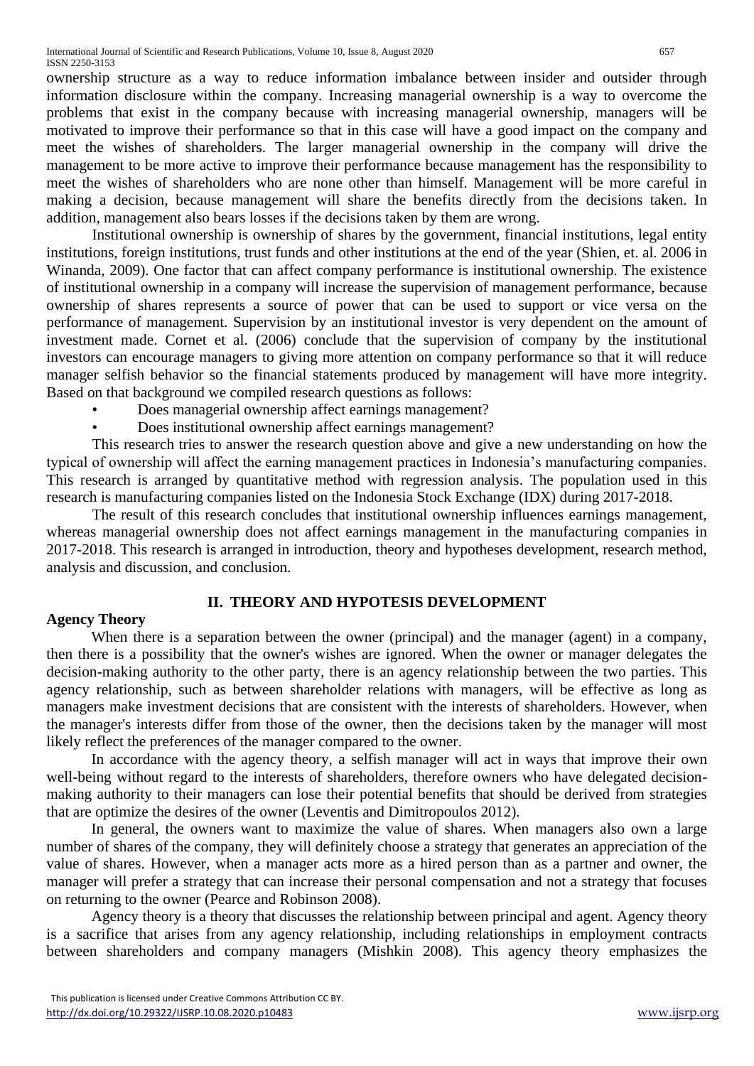ownership structure as a way to reduce information imbalance between insider and outsider through information disclosure within the company. Increasing managerial ownership is a way to overcome the problems that exist in the company because with increasing managerial ownership, managers will be motivated to improve their performance so that in this case will have a good impact on the company and meet the wishes of shareholders. The larger managerial ownership in the company will drive the management to be more active to improve their performance because management has the responsibility to meet the wishes of shareholders who are none other than himself. Management will be more careful in making a decision, because management will share the benefits directly from the decisions taken. In addition, management also bears losses if the decisions taken by them are wrong.

Institutional ownership is ownership of shares by the government, financial institutions, legal entity institutions, foreign institutions, trust funds and other institutions at the end of the year (Shien, et. al. 2006 in Winanda, 2009). One factor that can affect company performance is institutional ownership. The existence of institutional ownership in a company will increase the supervision of management performance, because ownership of shares represents a source of power that can be used to support or vice versa on the performance of management. Supervision by an institutional investor is very dependent on the amount of investment made. Cornet et al. (2006) conclude that the supervision of company by the institutional investors can encourage managers to giving more attention on company performance so that it will reduce manager selfish behavior so the financial statements produced by management will have more integrity. Based on that background we compiled research questions as follows:

- Does managerial ownership affect earnings management?
- Does institutional ownership affect earnings management?

This research tries to answer the research question above and give a new understanding on how the typical of ownership will affect the earning management practices in Indonesia's manufacturing companies. This research is arranged by quantitative method with regression analysis. The population used in this research is manufacturing companies listed on the Indonesia Stock Exchange (IDX) during 2017-2018.

The result of this research concludes that institutional ownership influences earnings management, whereas managerial ownership does not affect earnings management in the manufacturing companies in 2017-2018. This research is arranged in introduction, theory and hypotheses development, research method, analysis and discussion, and conclusion.

## II. THEORY AND HYPOTESIS DEVELOPMENT

### Agency Theory

When there is a separation between the owner (principal) and the manager (agent) in a company, then there is a possibility that the owner's wishes are ignored. When the owner or manager delegates the decision-making authority to the other party, there is an agency relationship between the two parties. This agency relationship, such as between shareholder relations with managers, will be effective as long as managers make investment decisions that are consistent with the interests of shareholders. However, when the manager's interests differ from those of the owner, then the decisions taken by the manager will most likely reflect the preferences of the manager compared to the owner.

In accordance with the agency theory, a selfish manager will act in ways that improve their own well-being without regard to the interests of shareholders, therefore owners who have delegated decision-making authority to their managers can lose their potential benefits that should be derived from strategies that are optimize the desires of the owner (Leventis and Dimitropoulos 2012).

In general, the owners want to maximize the value of shares. When managers also own a large number of shares of the company, they will definitely choose a strategy that generates an appreciation of the value of shares. However, when a manager acts more as a hired person than as a partner and owner, the manager will prefer a strategy that can increase their personal compensation and not a strategy that focuses on returning to the owner (Pearce and Robinson 2008).

Agency theory is a theory that discusses the relationship between principal and agent. Agency theory is a sacrifice that arises from any agency relationship, including relationships in employment contracts between shareholders and company managers (Mishkin 2008). This agency theory emphasizes the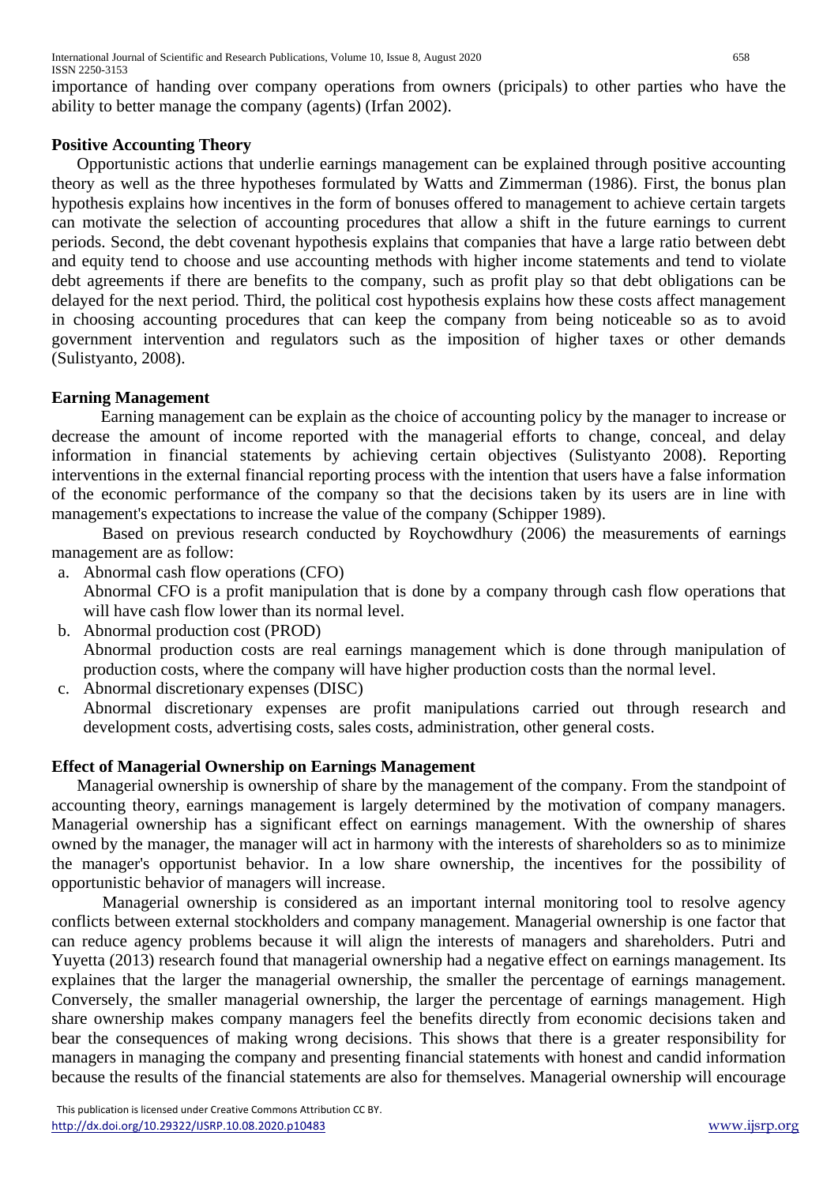importance of handing over company operations from owners (pricipals) to other parties who have the ability to better manage the company (agents) (Irfan 2002).

**Positive Accounting Theory**

Opportunistic actions that underlie earnings management can be explained through positive accounting theory as well as the three hypotheses formulated by Watts and Zimmerman (1986). First, the bonus plan hypothesis explains how incentives in the form of bonuses offered to management to achieve certain targets can motivate the selection of accounting procedures that allow a shift in the future earnings to current periods. Second, the debt covenant hypothesis explains that companies that have a large ratio between debt and equity tend to choose and use accounting methods with higher income statements and tend to violate debt agreements if there are benefits to the company, such as profit play so that debt obligations can be delayed for the next period. Third, the political cost hypothesis explains how these costs affect management in choosing accounting procedures that can keep the company from being noticeable so as to avoid government intervention and regulators such as the imposition of higher taxes or other demands (Sulistyanto, 2008).

**Earning Management**

Earning management can be explain as the choice of accounting policy by the manager to increase or decrease the amount of income reported with the managerial efforts to change, conceal, and delay information in financial statements by achieving certain objectives (Sulistyanto 2008). Reporting interventions in the external financial reporting process with the intention that users have a false information of the economic performance of the company so that the decisions taken by its users are in line with management's expectations to increase the value of the company (Schipper 1989).

Based on previous research conducted by Roychowdhury (2006) the measurements of earnings management are as follow:

a. Abnormal cash flow operations (CFO)
   Abnormal CFO is a profit manipulation that is done by a company through cash flow operations that will have cash flow lower than its normal level.
b. Abnormal production cost (PROD)
   Abnormal production costs are real earnings management which is done through manipulation of production costs, where the company will have higher production costs than the normal level.
c. Abnormal discretionary expenses (DISC)
   Abnormal discretionary expenses are profit manipulations carried out through research and development costs, advertising costs, sales costs, administration, other general costs.

**Effect of Managerial Ownership on Earnings Management**

Managerial ownership is ownership of share by the management of the company. From the standpoint of accounting theory, earnings management is largely determined by the motivation of company managers. Managerial ownership has a significant effect on earnings management. With the ownership of shares owned by the manager, the manager will act in harmony with the interests of shareholders so as to minimize the manager's opportunist behavior. In a low share ownership, the incentives for the possibility of opportunistic behavior of managers will increase.

Managerial ownership is considered as an important internal monitoring tool to resolve agency conflicts between external stockholders and company management. Managerial ownership is one factor that can reduce agency problems because it will align the interests of managers and shareholders. Putri and Yuyetta (2013) research found that managerial ownership had a negative effect on earnings management. Its explaines that the larger the managerial ownership, the smaller the percentage of earnings management. Conversely, the smaller managerial ownership, the larger the percentage of earnings management. High share ownership makes company managers feel the benefits directly from economic decisions taken and bear the consequences of making wrong decisions. This shows that there is a greater responsibility for managers in managing the company and presenting financial statements with honest and candid information because the results of the financial statements are also for themselves. Managerial ownership will encourage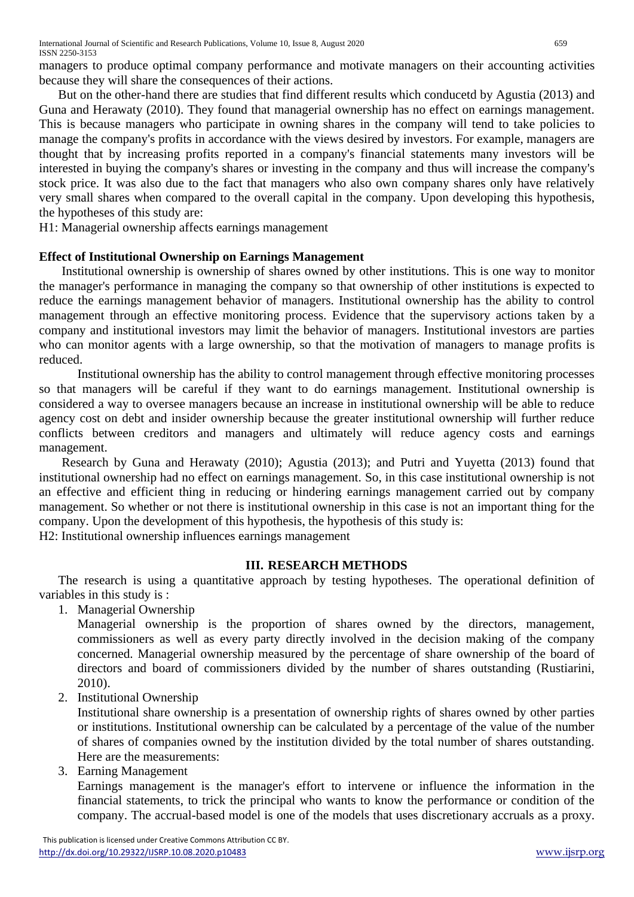managers to produce optimal company performance and motivate managers on their accounting activities because they will share the consequences of their actions.

But on the other-hand there are studies that find different results which conducetd by Agustia (2013) and Guna and Herawaty (2010). They found that managerial ownership has no effect on earnings management. This is because managers who participate in owning shares in the company will tend to take policies to manage the company's profits in accordance with the views desired by investors. For example, managers are thought that by increasing profits reported in a company's financial statements many investors will be interested in buying the company's shares or investing in the company and thus will increase the company's stock price. It was also due to the fact that managers who also own company shares only have relatively very small shares when compared to the overall capital in the company. Upon developing this hypothesis, the hypotheses of this study are:

H1: Managerial ownership affects earnings management

**Effect of Institutional Ownership on Earnings Management**

Institutional ownership is ownership of shares owned by other institutions. This is one way to monitor the manager's performance in managing the company so that ownership of other institutions is expected to reduce the earnings management behavior of managers. Institutional ownership has the ability to control management through an effective monitoring process. Evidence that the supervisory actions taken by a company and institutional investors may limit the behavior of managers. Institutional investors are parties who can monitor agents with a large ownership, so that the motivation of managers to manage profits is reduced.

Institutional ownership has the ability to control management through effective monitoring processes so that managers will be careful if they want to do earnings management. Institutional ownership is considered a way to oversee managers because an increase in institutional ownership will be able to reduce agency cost on debt and insider ownership because the greater institutional ownership will further reduce conflicts between creditors and managers and ultimately will reduce agency costs and earnings management.

Research by Guna and Herawaty (2010); Agustia (2013); and Putri and Yuyetta (2013) found that institutional ownership had no effect on earnings management. So, in this case institutional ownership is not an effective and efficient thing in reducing or hindering earnings management carried out by company management. So whether or not there is institutional ownership in this case is not an important thing for the company. Upon the development of this hypothesis, the hypothesis of this study is:

H2: Institutional ownership influences earnings management

## III. RESEARCH METHODS

The research is using a quantitative approach by testing hypotheses. The operational definition of variables in this study is :

1. Managerial Ownership

   Managerial ownership is the proportion of shares owned by the directors, management, commissioners as well as every party directly involved in the decision making of the company concerned. Managerial ownership measured by the percentage of share ownership of the board of directors and board of commissioners divided by the number of shares outstanding (Rustiarini, 2010).

2. Institutional Ownership

   Institutional share ownership is a presentation of ownership rights of shares owned by other parties or institutions. Institutional ownership can be calculated by a percentage of the value of the number of shares of companies owned by the institution divided by the total number of shares outstanding. Here are the measurements:

3. Earning Management

   Earnings management is the manager's effort to intervene or influence the information in the financial statements, to trick the principal who wants to know the performance or condition of the company. The accrual-based model is one of the models that uses discretionary accruals as a proxy.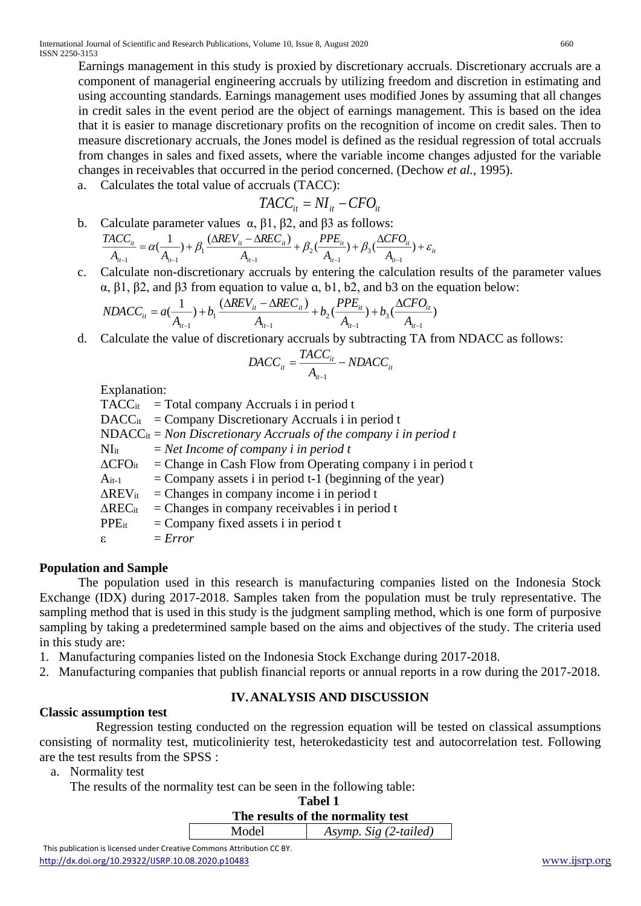Earnings management in this study is proxied by discretionary accruals. Discretionary accruals are a component of managerial engineering accruals by utilizing freedom and discretion in estimating and using accounting standards. Earnings management uses modified Jones by assuming that all changes in credit sales in the event period are the object of earnings management. This is based on the idea that it is easier to manage discretionary profits on the recognition of income on credit sales. Then to measure discretionary accruals, the Jones model is defined as the residual regression of total accruals from changes in sales and fixed assets, where the variable income changes adjusted for the variable changes in receivables that occurred in the period concerned. (Dechow *et al.*, 1995).

a. Calculates the total value of accruals (TACC):

$$TACC_{it} = NI_{it} - CFO_{it}$$

b. Calculate parameter values α, β1, β2, and β3 as follows:

$$\frac{TACC_{it}}{A_{it-1}} = \alpha(\frac{1}{A_{it-1}}) + \beta_1 \frac{(\Delta REV_{it} - \Delta REC_{it})}{A_{it-1}} + \beta_2(\frac{PPE_{it}}{A_{it-1}}) + \beta_3(\frac{\Delta CFO_{it}}{A_{it-1}}) + \varepsilon_{it}$$

c. Calculate non-discretionary accruals by entering the calculation results of the parameter values α, β1, β2, and β3 from equation to value ɑ, b1, b2, and b3 on the equation below:

$$NDACC_{it} = a(\frac{1}{A_{it-1}}) + b_1 \frac{(\Delta REV_{it} - \Delta REC_{it})}{A_{it-1}} + b_2(\frac{PPE_{it}}{A_{it-1}}) + b_3(\frac{\Delta CFO_{it}}{A_{it-1}})$$

d. Calculate the value of discretionary accruals by subtracting TA from NDACC as follows:

$$DACC_{it} = \frac{TACC_{it}}{A_{it-1}} - NDACC_{it}$$

Explanation:

$TACC_{it}$ = Total company Accruals i in period t
$DACC_{it}$ = Company Discretionary Accruals i in period t
$NDACC_{it}$ = *Non Discretionary Accruals of the company i in period t*
$NI_{it}$ = *Net Income of company i in period t*
$\Delta CFO_{it}$ = Change in Cash Flow from Operating company i in period t
$A_{it-1}$ = Company assets i in period t-1 (beginning of the year)
$\Delta REV_{it}$ = Changes in company income i in period t
$\Delta REC_{it}$ = Changes in company receivables i in period t
$PPE_{it}$ = Company fixed assets i in period t
ε = *Error*

**Population and Sample**

The population used in this research is manufacturing companies listed on the Indonesia Stock Exchange (IDX) during 2017-2018. Samples taken from the population must be truly representative. The sampling method that is used in this study is the judgment sampling method, which is one form of purposive sampling by taking a predetermined sample based on the aims and objectives of the study. The criteria used in this study are:

1. Manufacturing companies listed on the Indonesia Stock Exchange during 2017-2018.
2. Manufacturing companies that publish financial reports or annual reports in a row during the 2017-2018.

## IV. ANALYSIS AND DISCUSSION

**Classic assumption test**

Regression testing conducted on the regression equation will be tested on classical assumptions consisting of normality test, muticolinierity test, heterokedasticity test and autocorrelation test. Following are the test results from the SPSS :

a. Normality test

The results of the normality test can be seen in the following table:

**Tabel 1**
**The results of the normality test**

| Model | *Asymp. Sig (2-tailed)* |
|---|---|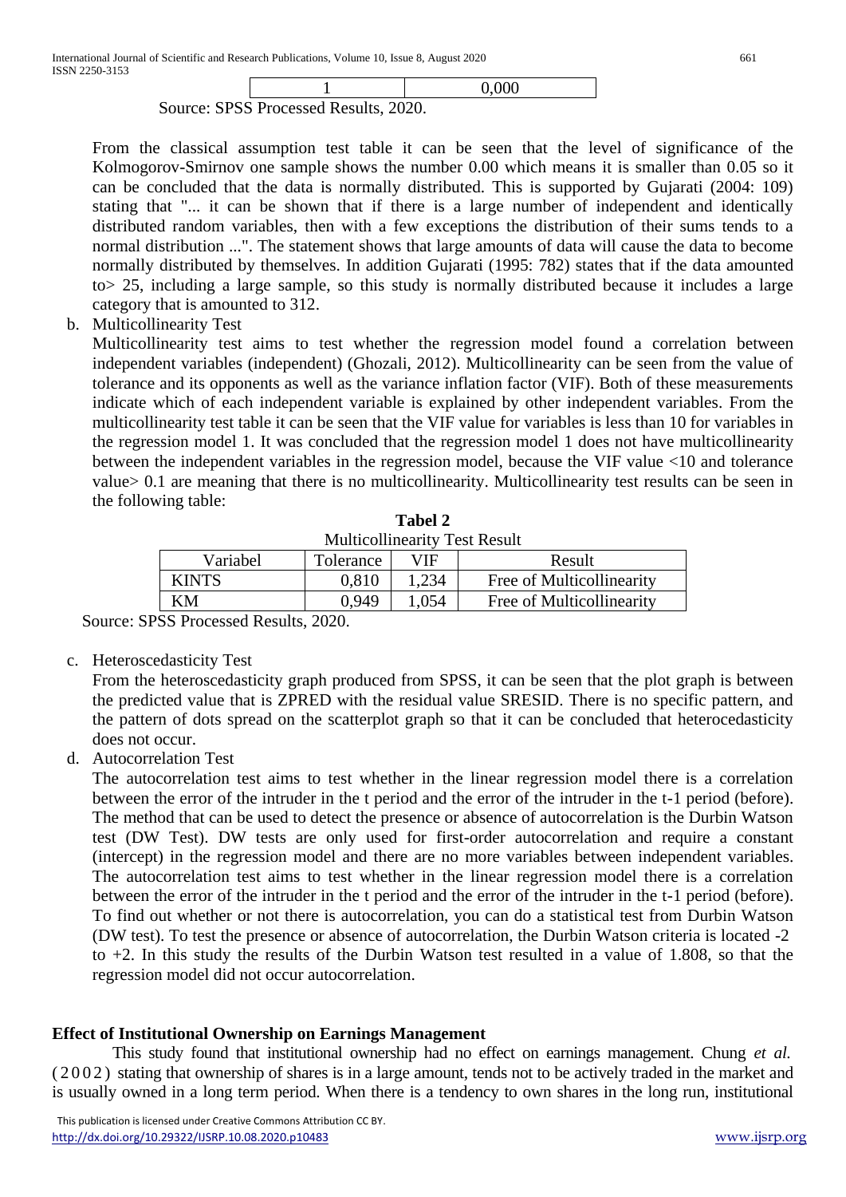| 1 | 0,000 |
|---|---|

Source: SPSS Processed Results, 2020.

From the classical assumption test table it can be seen that the level of significance of the Kolmogorov-Smirnov one sample shows the number 0.00 which means it is smaller than 0.05 so it can be concluded that the data is normally distributed. This is supported by Gujarati (2004: 109) stating that "... it can be shown that if there is a large number of independent and identically distributed random variables, then with a few exceptions the distribution of their sums tends to a normal distribution ...". The statement shows that large amounts of data will cause the data to become normally distributed by themselves. In addition Gujarati (1995: 782) states that if the data amounted to> 25, including a large sample, so this study is normally distributed because it includes a large category that is amounted to 312.

b. Multicollinearity Test

Multicollinearity test aims to test whether the regression model found a correlation between independent variables (independent) (Ghozali, 2012). Multicollinearity can be seen from the value of tolerance and its opponents as well as the variance inflation factor (VIF). Both of these measurements indicate which of each independent variable is explained by other independent variables. From the multicollinearity test table it can be seen that the VIF value for variables is less than 10 for variables in the regression model 1. It was concluded that the regression model 1 does not have multicollinearity between the independent variables in the regression model, because the VIF value <10 and tolerance value> 0.1 are meaning that there is no multicollinearity. Multicollinearity test results can be seen in the following table:

**Tabel 2**

Multicollinearity Test Result

| Variabel | Tolerance | VIF | Result |
|---|---|---|---|
| KINTS | 0,810 | 1,234 | Free of Multicollinearity |
| KM | 0,949 | 1,054 | Free of Multicollinearity |

Source: SPSS Processed Results, 2020.

c. Heteroscedasticity Test

From the heteroscedasticity graph produced from SPSS, it can be seen that the plot graph is between the predicted value that is ZPRED with the residual value SRESID. There is no specific pattern, and the pattern of dots spread on the scatterplot graph so that it can be concluded that heterocedasticity does not occur.

d. Autocorrelation Test

The autocorrelation test aims to test whether in the linear regression model there is a correlation between the error of the intruder in the t period and the error of the intruder in the t-1 period (before). The method that can be used to detect the presence or absence of autocorrelation is the Durbin Watson test (DW Test). DW tests are only used for first-order autocorrelation and require a constant (intercept) in the regression model and there are no more variables between independent variables. The autocorrelation test aims to test whether in the linear regression model there is a correlation between the error of the intruder in the t period and the error of the intruder in the t-1 period (before). To find out whether or not there is autocorrelation, you can do a statistical test from Durbin Watson (DW test). To test the presence or absence of autocorrelation, the Durbin Watson criteria is located -2 to +2. In this study the results of the Durbin Watson test resulted in a value of 1.808, so that the regression model did not occur autocorrelation.

### Effect of Institutional Ownership on Earnings Management

This study found that institutional ownership had no effect on earnings management. Chung *et al.* (2002) stating that ownership of shares is in a large amount, tends not to be actively traded in the market and is usually owned in a long term period. When there is a tendency to own shares in the long run, institutional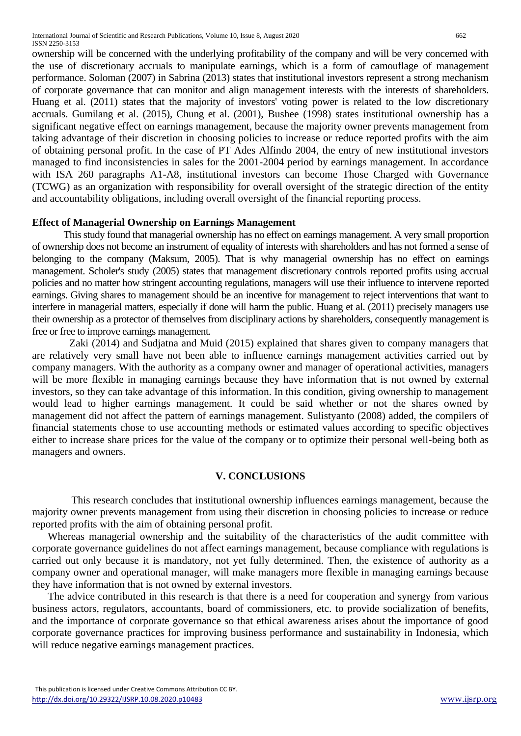ownership will be concerned with the underlying profitability of the company and will be very concerned with the use of discretionary accruals to manipulate earnings, which is a form of camouflage of management performance. Soloman (2007) in Sabrina (2013) states that institutional investors represent a strong mechanism of corporate governance that can monitor and align management interests with the interests of shareholders. Huang et al. (2011) states that the majority of investors' voting power is related to the low discretionary accruals. Gumilang et al. (2015), Chung et al. (2001), Bushee (1998) states institutional ownership has a significant negative effect on earnings management, because the majority owner prevents management from taking advantage of their discretion in choosing policies to increase or reduce reported profits with the aim of obtaining personal profit. In the case of PT Ades Alfindo 2004, the entry of new institutional investors managed to find inconsistencies in sales for the 2001-2004 period by earnings management. In accordance with ISA 260 paragraphs A1-A8, institutional investors can become Those Charged with Governance (TCWG) as an organization with responsibility for overall oversight of the strategic direction of the entity and accountability obligations, including overall oversight of the financial reporting process.

### Effect of Managerial Ownership on Earnings Management

This study found that managerial ownership has no effect on earnings management. A very small proportion of ownership does not become an instrument of equality of interests with shareholders and has not formed a sense of belonging to the company (Maksum, 2005). That is why managerial ownership has no effect on earnings management. Scholer's study (2005) states that management discretionary controls reported profits using accrual policies and no matter how stringent accounting regulations, managers will use their influence to intervene reported earnings. Giving shares to management should be an incentive for management to reject interventions that want to interfere in managerial matters, especially if done will harm the public. Huang et al. (2011) precisely managers use their ownership as a protector of themselves from disciplinary actions by shareholders, consequently management is free or free to improve earnings management.

Zaki (2014) and Sudjatna and Muid (2015) explained that shares given to company managers that are relatively very small have not been able to influence earnings management activities carried out by company managers. With the authority as a company owner and manager of operational activities, managers will be more flexible in managing earnings because they have information that is not owned by external investors, so they can take advantage of this information. In this condition, giving ownership to management would lead to higher earnings management. It could be said whether or not the shares owned by management did not affect the pattern of earnings management. Sulistyanto (2008) added, the compilers of financial statements chose to use accounting methods or estimated values according to specific objectives either to increase share prices for the value of the company or to optimize their personal well-being both as managers and owners.

## V. CONCLUSIONS

This research concludes that institutional ownership influences earnings management, because the majority owner prevents management from using their discretion in choosing policies to increase or reduce reported profits with the aim of obtaining personal profit.

Whereas managerial ownership and the suitability of the characteristics of the audit committee with corporate governance guidelines do not affect earnings management, because compliance with regulations is carried out only because it is mandatory, not yet fully determined. Then, the existence of authority as a company owner and operational manager, will make managers more flexible in managing earnings because they have information that is not owned by external investors.

The advice contributed in this research is that there is a need for cooperation and synergy from various business actors, regulators, accountants, board of commissioners, etc. to provide socialization of benefits, and the importance of corporate governance so that ethical awareness arises about the importance of good corporate governance practices for improving business performance and sustainability in Indonesia, which will reduce negative earnings management practices.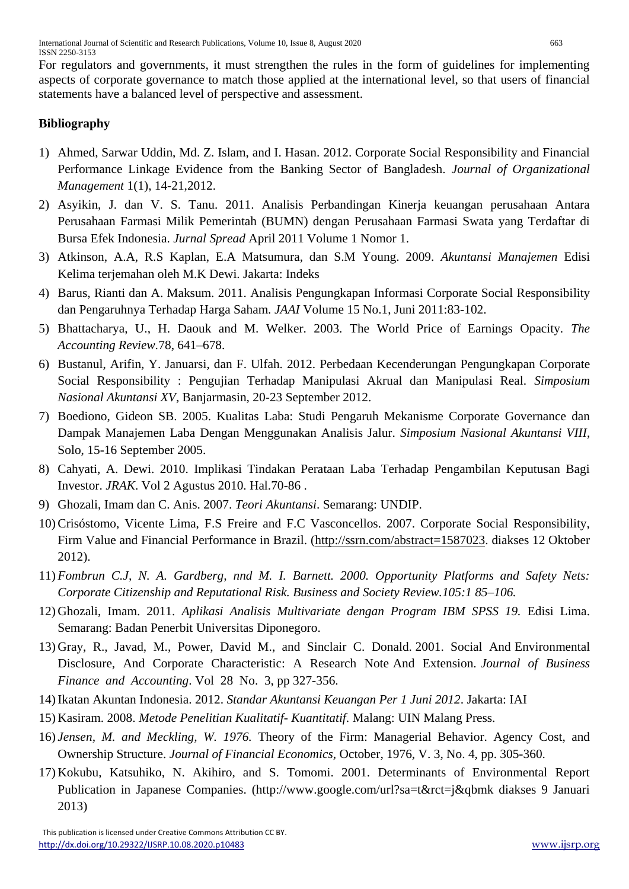For regulators and governments, it must strengthen the rules in the form of guidelines for implementing aspects of corporate governance to match those applied at the international level, so that users of financial statements have a balanced level of perspective and assessment.

## Bibliography

1) Ahmed, Sarwar Uddin, Md. Z. Islam, and I. Hasan. 2012. Corporate Social Responsibility and Financial Performance Linkage Evidence from the Banking Sector of Bangladesh. *Journal of Organizational Management* 1(1), 14-21,2012.
2) Asyikin, J. dan V. S. Tanu. 2011. Analisis Perbandingan Kinerja keuangan perusahaan Antara Perusahaan Farmasi Milik Pemerintah (BUMN) dengan Perusahaan Farmasi Swata yang Terdaftar di Bursa Efek Indonesia. *Jurnal Spread* April 2011 Volume 1 Nomor 1.
3) Atkinson, A.A, R.S Kaplan, E.A Matsumura, dan S.M Young. 2009. *Akuntansi Manajemen* Edisi Kelima terjemahan oleh M.K Dewi. Jakarta: Indeks
4) Barus, Rianti dan A. Maksum. 2011. Analisis Pengungkapan Informasi Corporate Social Responsibility dan Pengaruhnya Terhadap Harga Saham. *JAAI* Volume 15 No.1, Juni 2011:83-102.
5) Bhattacharya, U., H. Daouk and M. Welker. 2003. The World Price of Earnings Opacity. *The Accounting Review*.78, 641–678.
6) Bustanul, Arifin, Y. Januarsi, dan F. Ulfah. 2012. Perbedaan Kecenderungan Pengungkapan Corporate Social Responsibility : Pengujian Terhadap Manipulasi Akrual dan Manipulasi Real. *Simposium Nasional Akuntansi XV*, Banjarmasin, 20-23 September 2012.
7) Boediono, Gideon SB. 2005. Kualitas Laba: Studi Pengaruh Mekanisme Corporate Governance dan Dampak Manajemen Laba Dengan Menggunakan Analisis Jalur. *Simposium Nasional Akuntansi VIII*, Solo, 15-16 September 2005.
8) Cahyati, A. Dewi. 2010. Implikasi Tindakan Perataan Laba Terhadap Pengambilan Keputusan Bagi Investor. *JRAK*. Vol 2 Agustus 2010. Hal.70-86 .
9) Ghozali, Imam dan C. Anis. 2007. *Teori Akuntansi*. Semarang: UNDIP.
10) Crisóstomo, Vicente Lima, F.S Freire and F.C Vasconcellos. 2007. Corporate Social Responsibility, Firm Value and Financial Performance in Brazil. (http://ssrn.com/abstract=1587023. diakses 12 Oktober 2012).
11) *Fombrun C.J, N. A. Gardberg, nnd M. I. Barnett. 2000. Opportunity Platforms and Safety Nets: Corporate Citizenship and Reputational Risk. Business and Society Review.105:1 85–106.*
12) Ghozali, Imam. 2011. *Aplikasi Analisis Multivariate dengan Program IBM SPSS 19.* Edisi Lima. Semarang: Badan Penerbit Universitas Diponegoro.
13) Gray, R., Javad, M., Power, David M., and Sinclair C. Donald. 2001. Social And Environmental Disclosure, And Corporate Characteristic: A Research Note And Extension. *Journal of Business Finance and Accounting*. Vol 28 No. 3, pp 327-356.
14) Ikatan Akuntan Indonesia. 2012. *Standar Akuntansi Keuangan Per 1 Juni 2012*. Jakarta: IAI
15) Kasiram. 2008. *Metode Penelitian Kualitatif- Kuantitatif*. Malang: UIN Malang Press.
16) *Jensen, M. and Meckling, W. 1976.* Theory of the Firm: Managerial Behavior. Agency Cost, and Ownership Structure. *Journal of Financial Economics*, October, 1976, V. 3, No. 4, pp. 305-360.
17) Kokubu, Katsuhiko, N. Akihiro, and S. Tomomi. 2001. Determinants of Environmental Report Publication in Japanese Companies. (http://www.google.com/url?sa=t&rct=j&qbmk diakses 9 Januari 2013)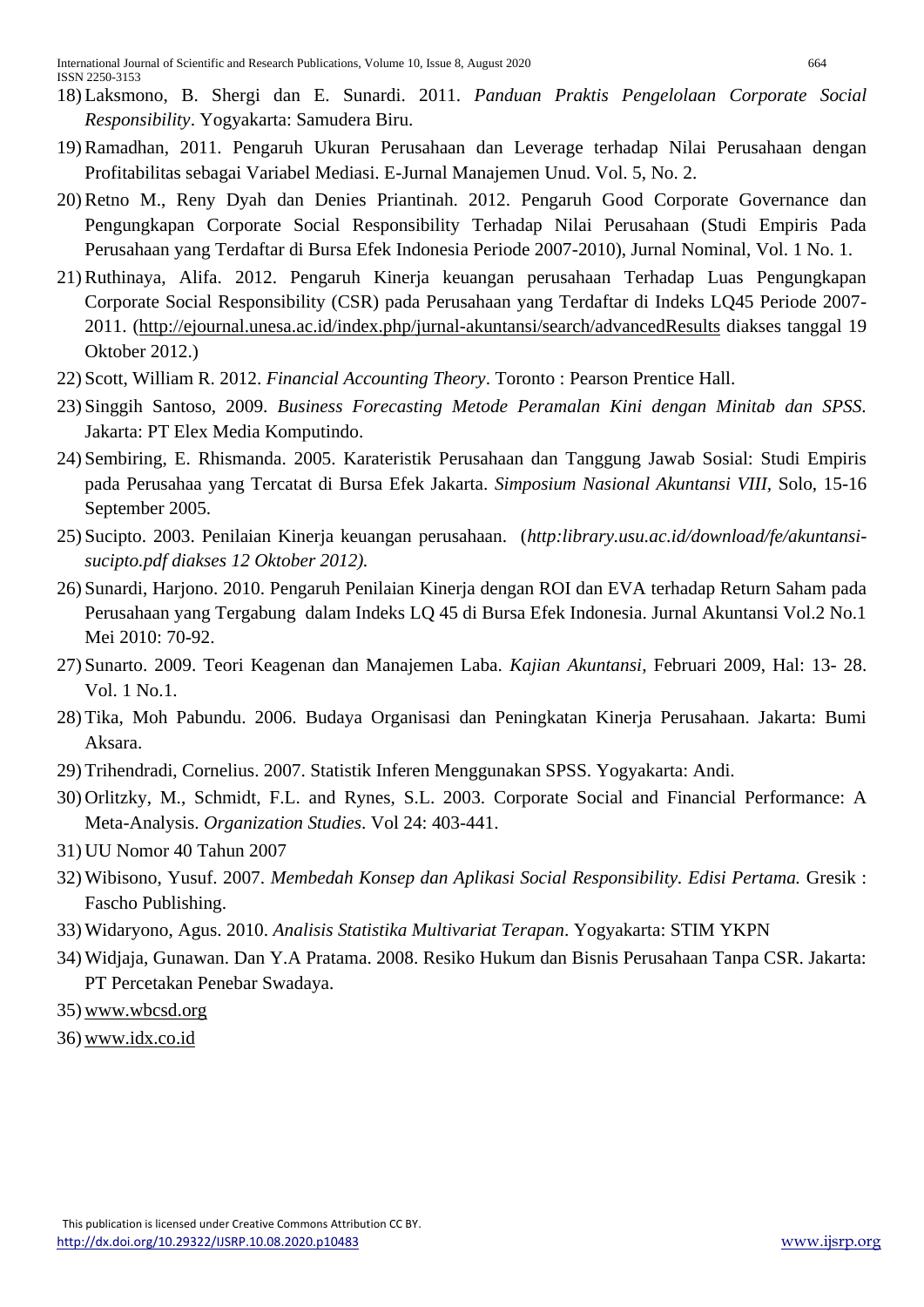18) Laksmono, B. Shergi dan E. Sunardi. 2011. *Panduan Praktis Pengelolaan Corporate Social Responsibility*. Yogyakarta: Samudera Biru.
19) Ramadhan, 2011. Pengaruh Ukuran Perusahaan dan Leverage terhadap Nilai Perusahaan dengan Profitabilitas sebagai Variabel Mediasi. E-Jurnal Manajemen Unud. Vol. 5, No. 2.
20) Retno M., Reny Dyah dan Denies Priantinah. 2012. Pengaruh Good Corporate Governance dan Pengungkapan Corporate Social Responsibility Terhadap Nilai Perusahaan (Studi Empiris Pada Perusahaan yang Terdaftar di Bursa Efek Indonesia Periode 2007-2010), Jurnal Nominal, Vol. 1 No. 1.
21) Ruthinaya, Alifa. 2012. Pengaruh Kinerja keuangan perusahaan Terhadap Luas Pengungkapan Corporate Social Responsibility (CSR) pada Perusahaan yang Terdaftar di Indeks LQ45 Periode 2007-2011. (http://ejournal.unesa.ac.id/index.php/jurnal-akuntansi/search/advancedResults diakses tanggal 19 Oktober 2012.)
22) Scott, William R. 2012. *Financial Accounting Theory*. Toronto : Pearson Prentice Hall.
23) Singgih Santoso, 2009. *Business Forecasting Metode Peramalan Kini dengan Minitab dan SPSS.* Jakarta: PT Elex Media Komputindo.
24) Sembiring, E. Rhismanda. 2005. Karateristik Perusahaan dan Tanggung Jawab Sosial: Studi Empiris pada Perusahaa yang Tercatat di Bursa Efek Jakarta. *Simposium Nasional Akuntansi VIII*, Solo, 15-16 September 2005.
25) Sucipto. 2003. Penilaian Kinerja keuangan perusahaan. (*http:library.usu.ac.id/download/fe/akuntansi-sucipto.pdf diakses 12 Oktober 2012).*
26) Sunardi, Harjono. 2010. Pengaruh Penilaian Kinerja dengan ROI dan EVA terhadap Return Saham pada Perusahaan yang Tergabung dalam Indeks LQ 45 di Bursa Efek Indonesia. Jurnal Akuntansi Vol.2 No.1 Mei 2010: 70-92.
27) Sunarto. 2009. Teori Keagenan dan Manajemen Laba. *Kajian Akuntansi*, Februari 2009, Hal: 13- 28. Vol. 1 No.1.
28) Tika, Moh Pabundu. 2006. Budaya Organisasi dan Peningkatan Kinerja Perusahaan. Jakarta: Bumi Aksara.
29) Trihendradi, Cornelius. 2007. Statistik Inferen Menggunakan SPSS. Yogyakarta: Andi.
30) Orlitzky, M., Schmidt, F.L. and Rynes, S.L. 2003. Corporate Social and Financial Performance: A Meta-Analysis. *Organization Studies*. Vol 24: 403-441.
31) UU Nomor 40 Tahun 2007
32) Wibisono, Yusuf. 2007. *Membedah Konsep dan Aplikasi Social Responsibility. Edisi Pertama.* Gresik : Fascho Publishing.
33) Widaryono, Agus. 2010. *Analisis Statistika Multivariat Terapan*. Yogyakarta: STIM YKPN
34) Widjaja, Gunawan. Dan Y.A Pratama. 2008. Resiko Hukum dan Bisnis Perusahaan Tanpa CSR. Jakarta: PT Percetakan Penebar Swadaya.
35) www.wbcsd.org
36) www.idx.co.id